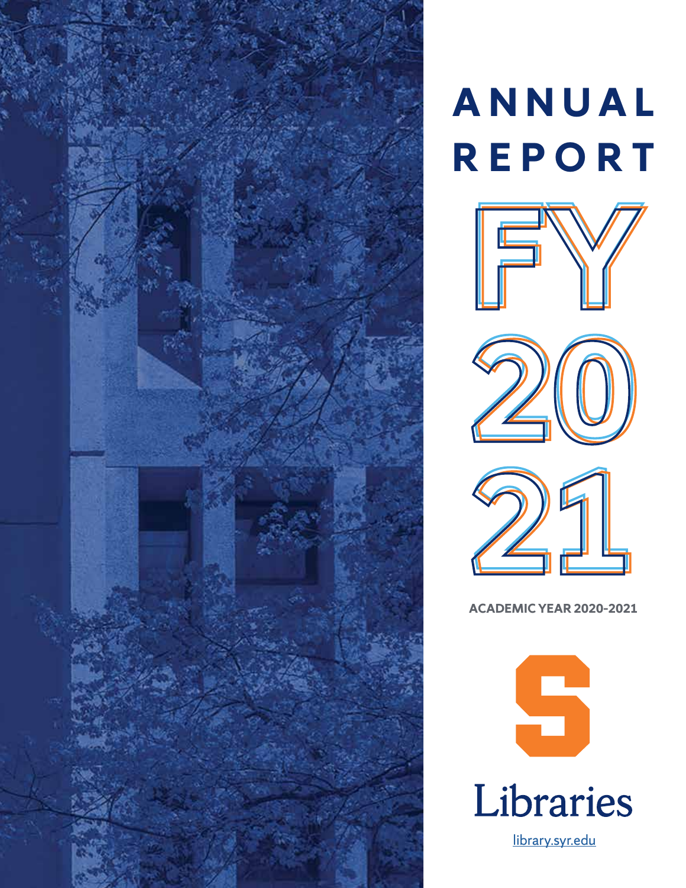# ANNUAL REPORT

# FY 2021

**ACADEMIC YEAR 2020-2021**

Libraries

library.syr.edu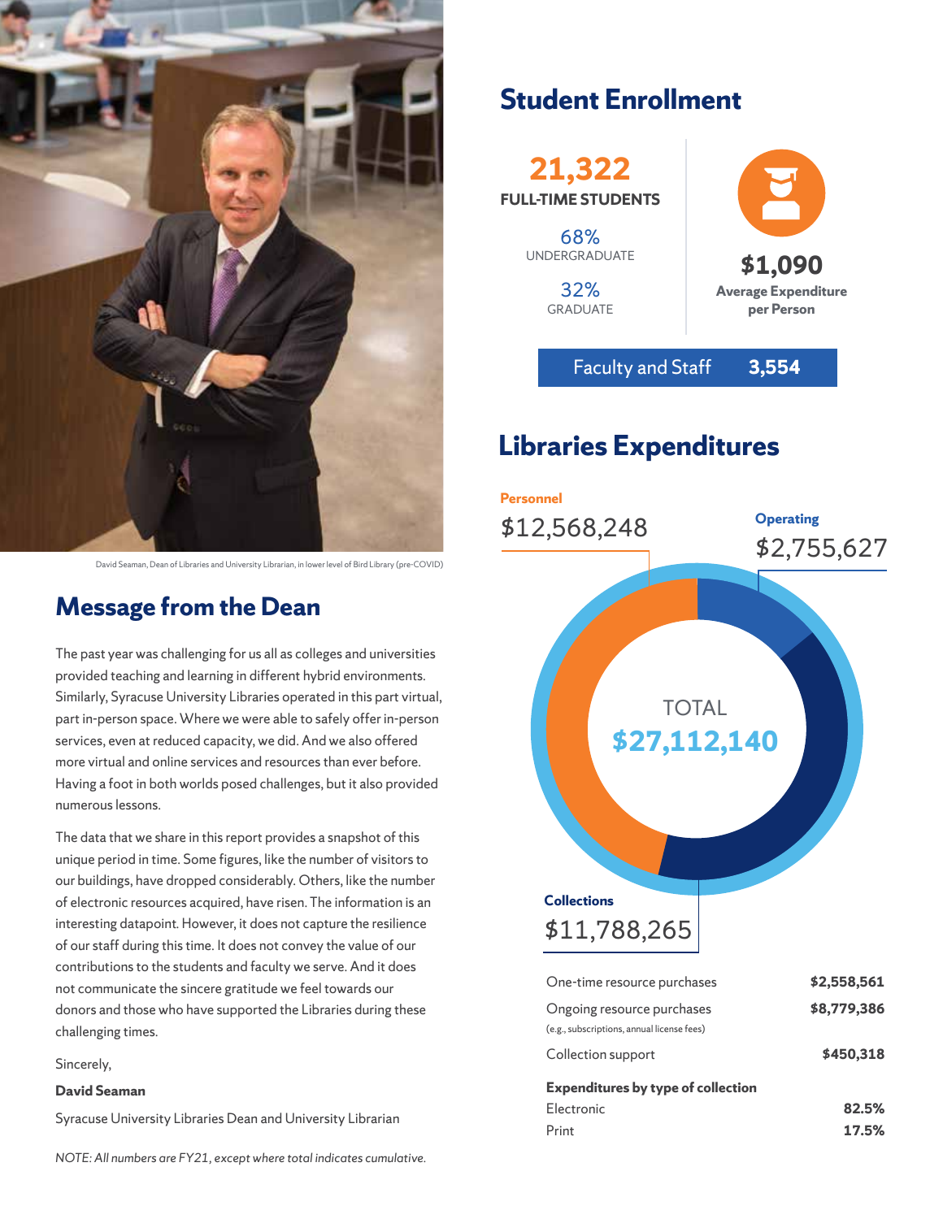David Seaman, Dean of Libraries and University Librarian, in lower level of Bird Library (pre-COVID)

## Message from the Dean

The past year was challenging for us all as colleges and universities provided teaching and learning in different hybrid environments. Similarly, Syracuse University Libraries operated in this part virtual, part in-person space. Where we were able to safely offer in-person services, even at reduced capacity, we did. And we also offered more virtual and online services and resources than ever before. Having a foot in both worlds posed challenges, but it also provided numerous lessons.

The data that we share in this report provides a snapshot of this unique period in time. Some figures, like the number of visitors to our buildings, have dropped considerably. Others, like the number of electronic resources acquired, have risen. The information is an interesting datapoint. However, it does not capture the resilience of our staff during this time. It does not convey the value of our contributions to the students and faculty we serve. And it does not communicate the sincere gratitude we feel towards our donors and those who have supported the Libraries during these challenging times.

Sincerely,

**David Seaman**

Syracuse University Libraries Dean and University Librarian

*NOTE: All numbers are FY21, except where total indicates cumulative.*

## Student Enrollment

**21,322**
**FULL-TIME STUDENTS**

68%
UNDERGRADUATE

32%
GRADUATE

**$1,090**
**Average Expenditure per Person**

Faculty and Staff **3,554**

## Libraries Expenditures

**Personnel**
$12,568,248

**Operating**
$2,755,627

**Collections**
$11,788,265

TOTAL
**$27,112,140**

| | |
|---|---|
| One-time resource purchases | **$2,558,561** |
| Ongoing resource purchases (e.g., subscriptions, annual license fees) | **$8,779,386** |
| Collection support | **$450,318** |
| **Expenditures by type of collection** | |
| Electronic | **82.5%** |
| Print | **17.5%** |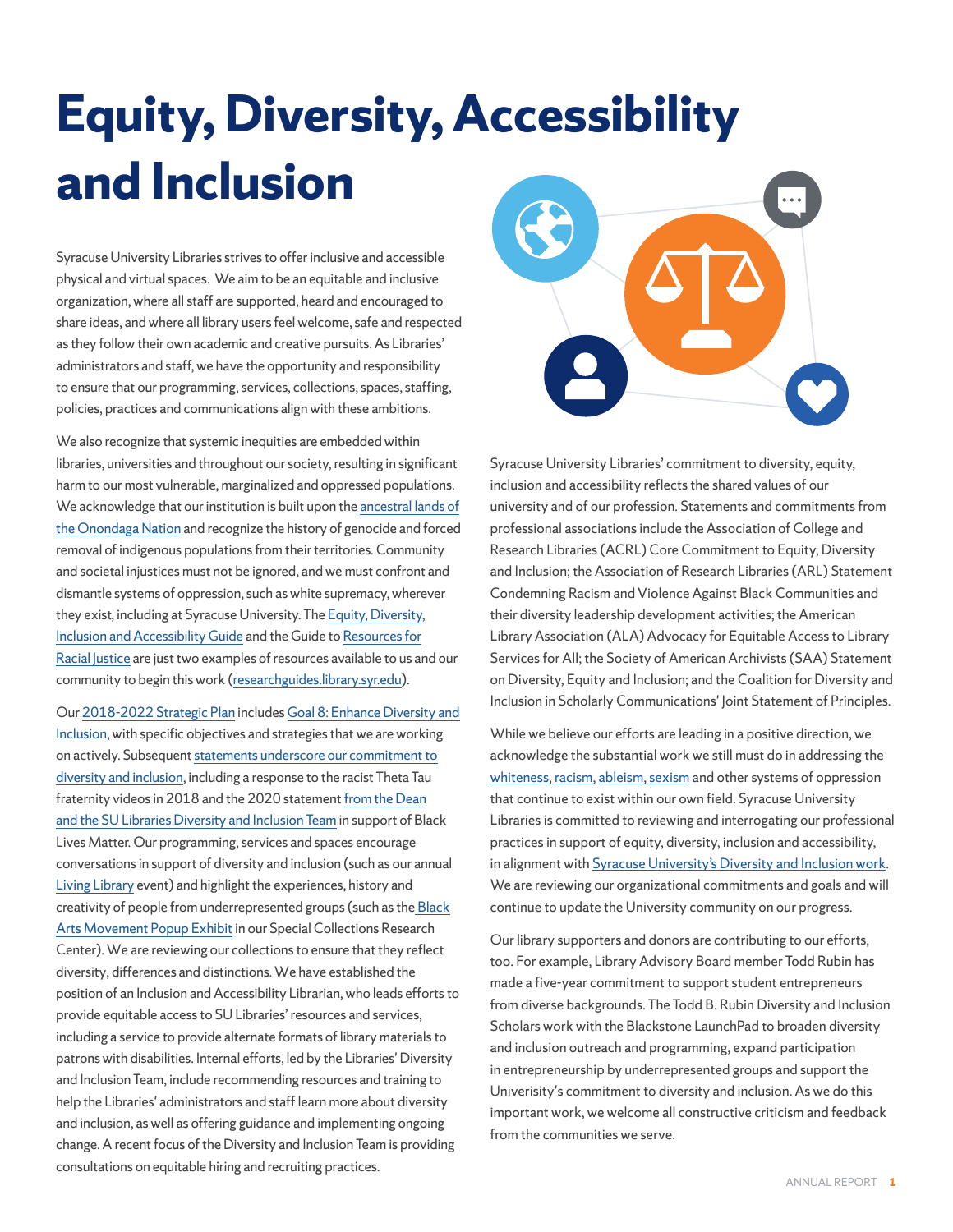# Equity, Diversity, Accessibility and Inclusion

Syracuse University Libraries strives to offer inclusive and accessible physical and virtual spaces. We aim to be an equitable and inclusive organization, where all staff are supported, heard and encouraged to share ideas, and where all library users feel welcome, safe and respected as they follow their own academic and creative pursuits. As Libraries' administrators and staff, we have the opportunity and responsibility to ensure that our programming, services, collections, spaces, staffing, policies, practices and communications align with these ambitions.

We also recognize that systemic inequities are embedded within libraries, universities and throughout our society, resulting in significant harm to our most vulnerable, marginalized and oppressed populations. We acknowledge that our institution is built upon the ancestral lands of the Onondaga Nation and recognize the history of genocide and forced removal of indigenous populations from their territories. Community and societal injustices must not be ignored, and we must confront and dismantle systems of oppression, such as white supremacy, wherever they exist, including at Syracuse University. The Equity, Diversity, Inclusion and Accessibility Guide and the Guide to Resources for Racial Justice are just two examples of resources available to us and our community to begin this work (researchguides.library.syr.edu).

Our 2018-2022 Strategic Plan includes Goal 8: Enhance Diversity and Inclusion, with specific objectives and strategies that we are working on actively. Subsequent statements underscore our commitment to diversity and inclusion, including a response to the racist Theta Tau fraternity videos in 2018 and the 2020 statement from the Dean and the SU Libraries Diversity and Inclusion Team in support of Black Lives Matter. Our programming, services and spaces encourage conversations in support of diversity and inclusion (such as our annual Living Library event) and highlight the experiences, history and creativity of people from underrepresented groups (such as the Black Arts Movement Popup Exhibit in our Special Collections Research Center). We are reviewing our collections to ensure that they reflect diversity, differences and distinctions. We have established the position of an Inclusion and Accessibility Librarian, who leads efforts to provide equitable access to SU Libraries' resources and services, including a service to provide alternate formats of library materials to patrons with disabilities. Internal efforts, led by the Libraries' Diversity and Inclusion Team, include recommending resources and training to help the Libraries' administrators and staff learn more about diversity and inclusion, as well as offering guidance and implementing ongoing change. A recent focus of the Diversity and Inclusion Team is providing consultations on equitable hiring and recruiting practices.

Syracuse University Libraries' commitment to diversity, equity, inclusion and accessibility reflects the shared values of our university and of our profession. Statements and commitments from professional associations include the Association of College and Research Libraries (ACRL) Core Commitment to Equity, Diversity and Inclusion; the Association of Research Libraries (ARL) Statement Condemning Racism and Violence Against Black Communities and their diversity leadership development activities; the American Library Association (ALA) Advocacy for Equitable Access to Library Services for All; the Society of American Archivists (SAA) Statement on Diversity, Equity and Inclusion; and the Coalition for Diversity and Inclusion in Scholarly Communications' Joint Statement of Principles.

While we believe our efforts are leading in a positive direction, we acknowledge the substantial work we still must do in addressing the whiteness, racism, ableism, sexism and other systems of oppression that continue to exist within our own field. Syracuse University Libraries is committed to reviewing and interrogating our professional practices in support of equity, diversity, inclusion and accessibility, in alignment with Syracuse University's Diversity and Inclusion work. We are reviewing our organizational commitments and goals and will continue to update the University community on our progress.

Our library supporters and donors are contributing to our efforts, too. For example, Library Advisory Board member Todd Rubin has made a five-year commitment to support student entrepreneurs from diverse backgrounds. The Todd B. Rubin Diversity and Inclusion Scholars work with the Blackstone LaunchPad to broaden diversity and inclusion outreach and programming, expand participation in entrepreneurship by underrepresented groups and support the Univerisity's commitment to diversity and inclusion. As we do this important work, we welcome all constructive criticism and feedback from the communities we serve.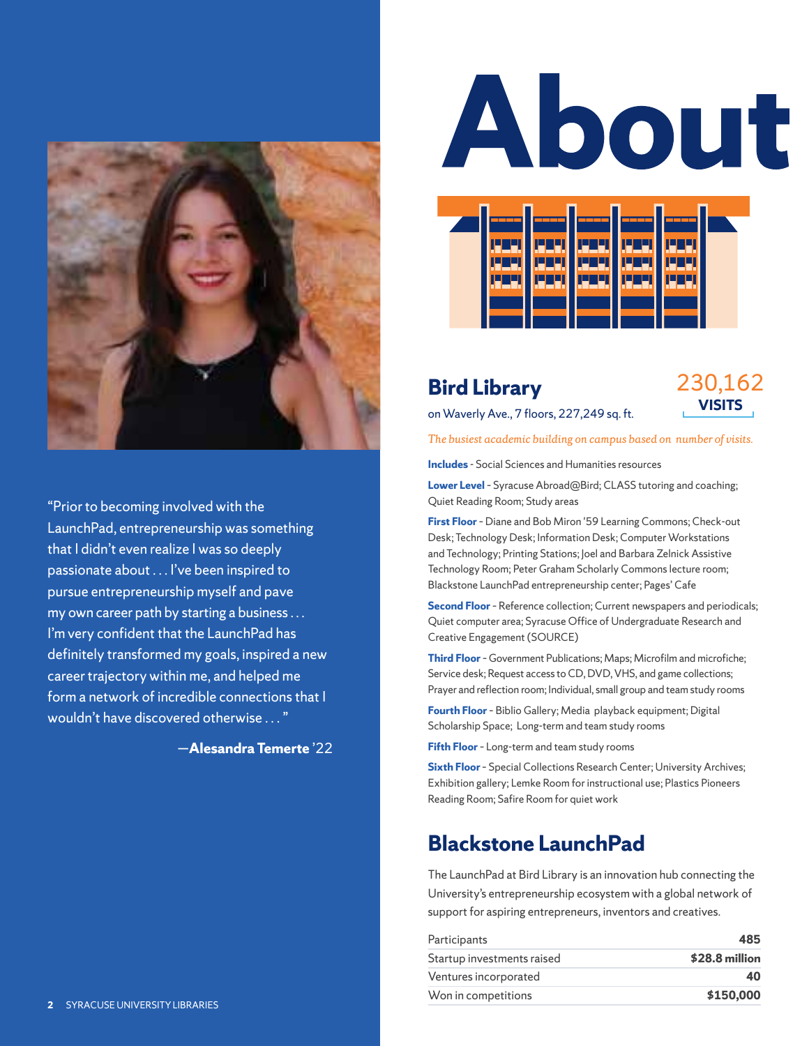“Prior to becoming involved with the LaunchPad, entrepreneurship was something that I didn’t even realize I was so deeply passionate about . . . I’ve been inspired to pursue entrepreneurship myself and pave my own career path by starting a business . . . I’m very confident that the LaunchPad has definitely transformed my goals, inspired a new career trajectory within me, and helped me form a network of incredible connections that I wouldn’t have discovered otherwise . . . ”

—**Alesandra Temerte** ’22

# About

## Bird Library

on Waverly Ave., 7 floors, 227,249 sq. ft.

230,162 **VISITS**

*The busiest academic building on campus based on number of visits.*

**Includes** - Social Sciences and Humanities resources

**Lower Level** - Syracuse Abroad@Bird; CLASS tutoring and coaching; Quiet Reading Room; Study areas

**First Floor** - Diane and Bob Miron ’59 Learning Commons; Check-out Desk; Technology Desk; Information Desk; Computer Workstations and Technology; Printing Stations; Joel and Barbara Zelnick Assistive Technology Room; Peter Graham Scholarly Commons lecture room; Blackstone LaunchPad entrepreneurship center; Pages’ Cafe

**Second Floor** - Reference collection; Current newspapers and periodicals; Quiet computer area; Syracuse Office of Undergraduate Research and Creative Engagement (SOURCE)

**Third Floor** - Government Publications; Maps; Microfilm and microfiche; Service desk; Request access to CD, DVD, VHS, and game collections; Prayer and reflection room; Individual, small group and team study rooms

**Fourth Floor** - Biblio Gallery; Media playback equipment; Digital Scholarship Space; Long-term and team study rooms

**Fifth Floor** - Long-term and team study rooms

**Sixth Floor** - Special Collections Research Center; University Archives; Exhibition gallery; Lemke Room for instructional use; Plastics Pioneers Reading Room; Safire Room for quiet work

## Blackstone LaunchPad

The LaunchPad at Bird Library is an innovation hub connecting the University’s entrepreneurship ecosystem with a global network of support for aspiring entrepreneurs, inventors and creatives.

| | |
|---|---|
| Participants | **485** |
| Startup investments raised | **$28.8 million** |
| Ventures incorporated | **40** |
| Won in competitions | **$150,000** |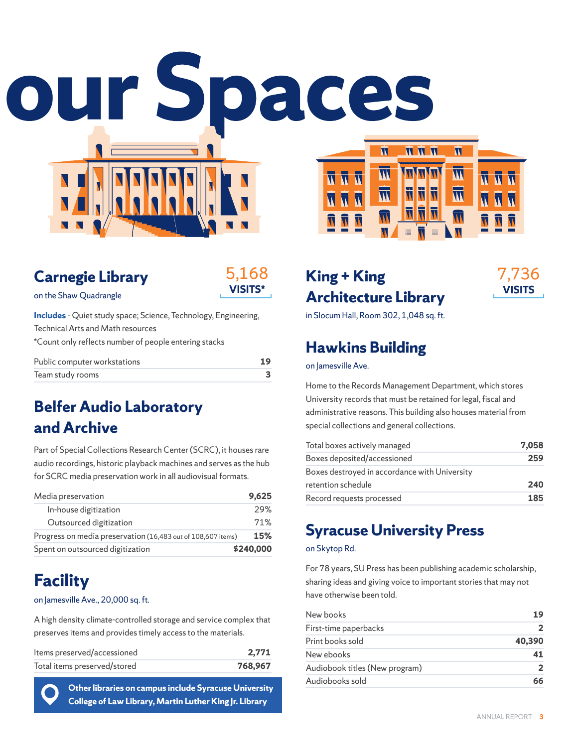# our Spaces

## Carnegie Library

on the Shaw Quadrangle

**5,168 VISITS***

**Includes** - Quiet study space; Science, Technology, Engineering, Technical Arts and Math resources

*Count only reflects number of people entering stacks

| | |
|---|---|
| Public computer workstations | **19** |
| Team study rooms | **3** |

## Belfer Audio Laboratory and Archive

Part of Special Collections Research Center (SCRC), it houses rare audio recordings, historic playback machines and serves as the hub for SCRC media preservation work in all audiovisual formats.

| | |
|---|---|
| Media preservation | **9,625** |
| In-house digitization | 29% |
| Outsourced digitization | 71% |
| Progress on media preservation (16,483 out of 108,607 items) | **15%** |
| Spent on outsourced digitization | **$240,000** |

## Facility

on Jamesville Ave., 20,000 sq. ft.

A high density climate-controlled storage and service complex that preserves items and provides timely access to the materials.

| | |
|---|---|
| Items preserved/accessioned | **2,771** |
| Total items preserved/stored | **768,967** |

**Other libraries on campus include Syracuse University College of Law Library, Martin Luther King Jr. Library**

## King + King Architecture Library

in Slocum Hall, Room 302, 1,048 sq. ft.

**7,736 VISITS**

## Hawkins Building

on Jamesville Ave.

Home to the Records Management Department, which stores University records that must be retained for legal, fiscal and administrative reasons. This building also houses material from special collections and general collections.

| | |
|---|---|
| Total boxes actively managed | **7,058** |
| Boxes deposited/accessioned | **259** |
| Boxes destroyed in accordance with University retention schedule | **240** |
| Record requests processed | **185** |

## Syracuse University Press

on Skytop Rd.

For 78 years, SU Press has been publishing academic scholarship, sharing ideas and giving voice to important stories that may not have otherwise been told.

| | |
|---|---|
| New books | **19** |
| First-time paperbacks | **2** |
| Print books sold | **40,390** |
| New ebooks | **41** |
| Audiobook titles (New program) | **2** |
| Audiobooks sold | **66** |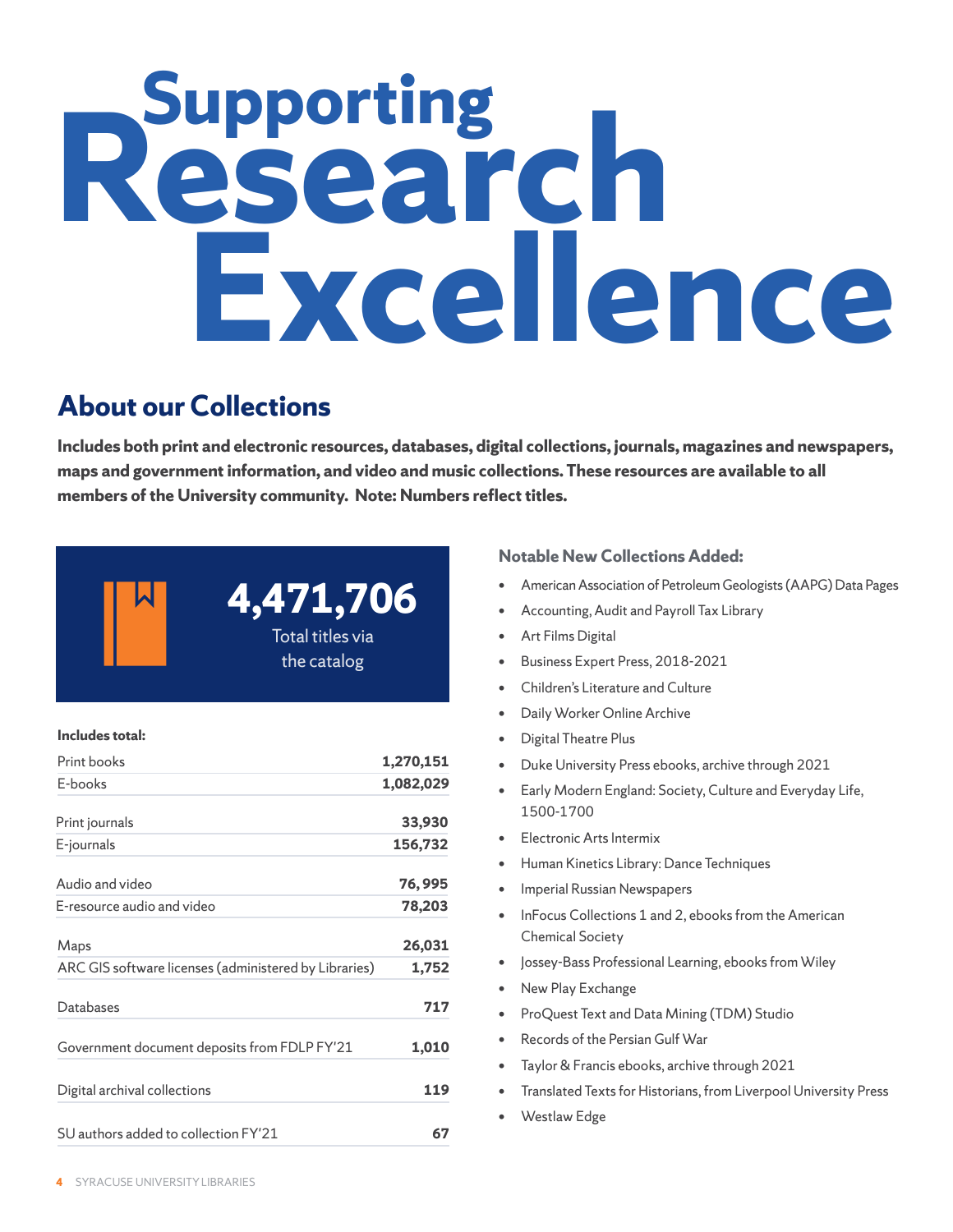# Supporting Research Excellence

## About our Collections

**Includes both print and electronic resources, databases, digital collections, journals, magazines and newspapers, maps and government information, and video and music collections. These resources are available to all members of the University community. Note: Numbers reflect titles.**

**4,471,706**
Total titles via the catalog

**Includes total:**

| | |
|---|---|
| Print books | **1,270,151** |
| E-books | **1,082,029** |
| Print journals | **33,930** |
| E-journals | **156,732** |
| Audio and video | **76,995** |
| E-resource audio and video | **78,203** |
| Maps | **26,031** |
| ARC GIS software licenses (administered by Libraries) | **1,752** |
| Databases | **717** |
| Government document deposits from FDLP FY'21 | **1,010** |
| Digital archival collections | **119** |
| SU authors added to collection FY'21 | **67** |

### Notable New Collections Added:

- American Association of Petroleum Geologists (AAPG) Data Pages
- Accounting, Audit and Payroll Tax Library
- Art Films Digital
- Business Expert Press, 2018-2021
- Children's Literature and Culture
- Daily Worker Online Archive
- Digital Theatre Plus
- Duke University Press ebooks, archive through 2021
- Early Modern England: Society, Culture and Everyday Life, 1500-1700
- Electronic Arts Intermix
- Human Kinetics Library: Dance Techniques
- Imperial Russian Newspapers
- InFocus Collections 1 and 2, ebooks from the American Chemical Society
- Jossey-Bass Professional Learning, ebooks from Wiley
- New Play Exchange
- ProQuest Text and Data Mining (TDM) Studio
- Records of the Persian Gulf War
- Taylor & Francis ebooks, archive through 2021
- Translated Texts for Historians, from Liverpool University Press
- Westlaw Edge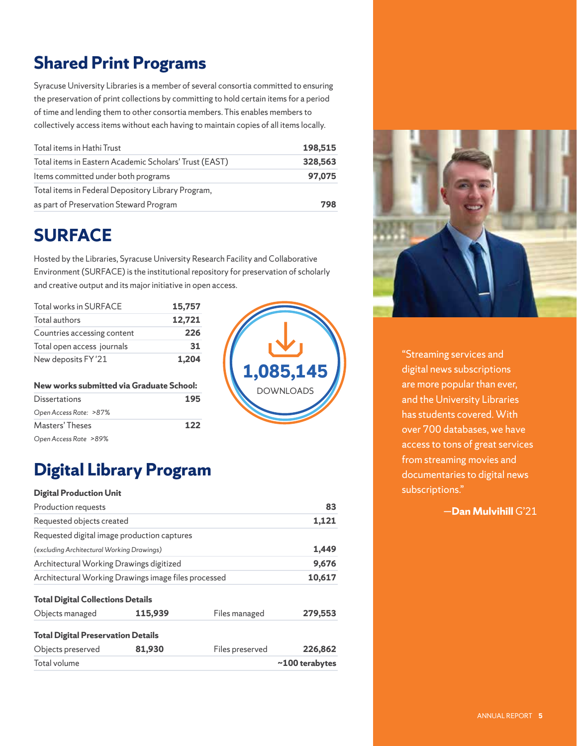## Shared Print Programs

Syracuse University Libraries is a member of several consortia committed to ensuring the preservation of print collections by committing to hold certain items for a period of time and lending them to other consortia members. This enables members to collectively access items without each having to maintain copies of all items locally.

| | |
|---|---|
| Total items in Hathi Trust | **198,515** |
| Total items in Eastern Academic Scholars' Trust (EAST) | **328,563** |
| Items committed under both programs | **97,075** |
| Total items in Federal Depository Library Program, as part of Preservation Steward Program | **798** |

## SURFACE

Hosted by the Libraries, Syracuse University Research Facility and Collaborative Environment (SURFACE) is the institutional repository for preservation of scholarly and creative output and its major initiative in open access.

| | |
|---|---|
| Total works in SURFACE | **15,757** |
| Total authors | **12,721** |
| Countries accessing content | **226** |
| Total open access journals | **31** |
| New deposits FY '21 | **1,204** |

**1,085,145** DOWNLOADS

**New works submitted via Graduate School:**

| | |
|---|---|
| Dissertations | **195** |
| *Open Access Rate: >87%* | |
| Masters' Theses | **122** |
| *Open Access Rate >89%* | |

## Digital Library Program

**Digital Production Unit**

| | |
|---|---|
| Production requests | **83** |
| Requested objects created | **1,121** |
| Requested digital image production captures *(excluding Architectural Working Drawings)* | **1,449** |
| Architectural Working Drawings digitized | **9,676** |
| Architectural Working Drawings image files processed | **10,617** |

**Total Digital Collections Details**

| | | | |
|---|---|---|---|
| Objects managed | **115,939** | Files managed | **279,553** |

**Total Digital Preservation Details**

| | | | |
|---|---|---|---|
| Objects preserved | **81,930** | Files preserved | **226,862** |
| Total volume | | | **~100 terabytes** |

"Streaming services and digital news subscriptions are more popular than ever, and the University Libraries has students covered. With over 700 databases, we have access to tons of great services from streaming movies and documentaries to digital news subscriptions."

—**Dan Mulvihill** G'21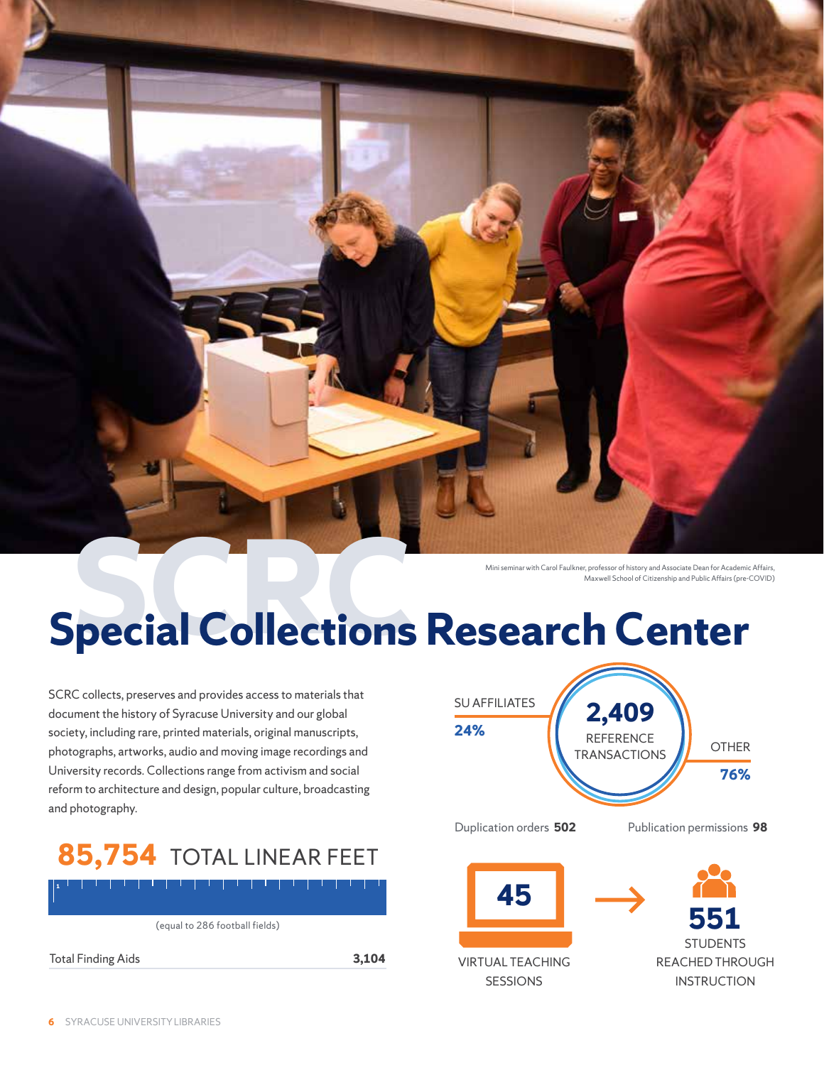Mini seminar with Carol Faulkner, professor of history and Associate Dean for Academic Affairs, Maxwell School of Citizenship and Public Affairs (pre-COVID)

# Special Collections Research Center

SCRC collects, preserves and provides access to materials that document the history of Syracuse University and our global society, including rare, printed materials, original manuscripts, photographs, artworks, audio and moving image recordings and University records. Collections range from activism and social reform to architecture and design, popular culture, broadcasting and photography.

**85,754** TOTAL LINEAR FEET

(equal to 286 football fields)

| Total Finding Aids | 3,104 |
|---|---|

**2,409** REFERENCE TRANSACTIONS

- SU AFFILIATES **24%**
- OTHER **76%**

Duplication orders **502**

Publication permissions **98**

**45** VIRTUAL TEACHING SESSIONS → **551** STUDENTS REACHED THROUGH INSTRUCTION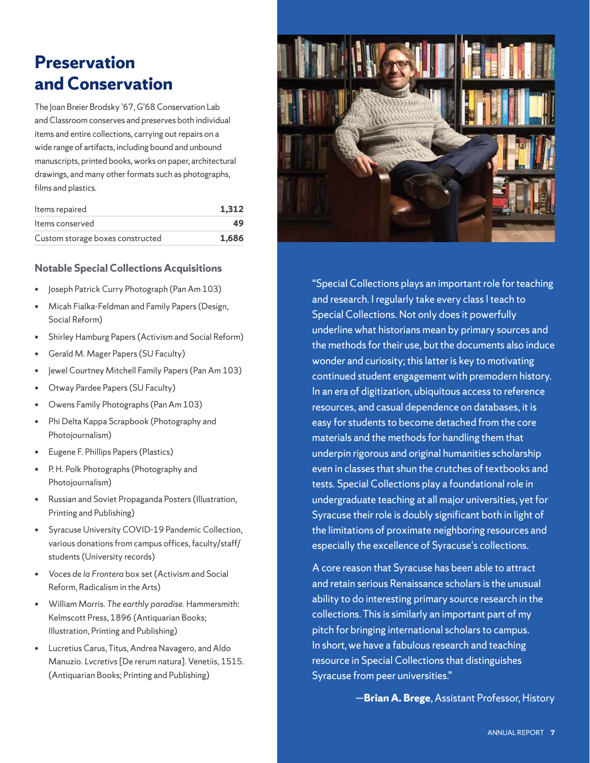# Preservation and Conservation

The Joan Breier Brodsky '67, G'68 Conservation Lab and Classroom conserves and preserves both individual items and entire collections, carrying out repairs on a wide range of artifacts, including bound and unbound manuscripts, printed books, works on paper, architectural drawings, and many other formats such as photographs, films and plastics.

| | |
|---|---|
| Items repaired | **1,312** |
| Items conserved | **49** |
| Custom storage boxes constructed | **1,686** |

### Notable Special Collections Acquisitions

- Joseph Patrick Curry Photograph (Pan Am 103)
- Micah Fialka-Feldman and Family Papers (Design, Social Reform)
- Shirley Hamburg Papers (Activism and Social Reform)
- Gerald M. Mager Papers (SU Faculty)
- Jewel Courtney Mitchell Family Papers (Pan Am 103)
- Otway Pardee Papers (SU Faculty)
- Owens Family Photographs (Pan Am 103)
- Phi Delta Kappa Scrapbook (Photography and Photojournalism)
- Eugene F. Phillips Papers (Plastics)
- P. H. Polk Photographs (Photography and Photojournalism)
- Russian and Soviet Propaganda Posters (Illustration, Printing and Publishing)
- Syracuse University COVID-19 Pandemic Collection, various donations from campus offices, faculty/staff/students (University records)
- *Voces de la Frontera* box set (Activism and Social Reform, Radicalism in the Arts)
- William Morris. *The earthly paradise*. Hammersmith: Kelmscott Press, 1896 (Antiquarian Books; Illustration, Printing and Publishing)
- Lucretius Carus, Titus, Andrea Navagero, and Aldo Manuzio. *Lvcretivs* [De rerum natura]. Venetiis, 1515. (Antiquarian Books; Printing and Publishing)

"Special Collections plays an important role for teaching and research. I regularly take every class I teach to Special Collections. Not only does it powerfully underline what historians mean by primary sources and the methods for their use, but the documents also induce wonder and curiosity; this latter is key to motivating continued student engagement with premodern history. In an era of digitization, ubiquitous access to reference resources, and casual dependence on databases, it is easy for students to become detached from the core materials and the methods for handling them that underpin rigorous and original humanities scholarship even in classes that shun the crutches of textbooks and tests. Special Collections play a foundational role in undergraduate teaching at all major universities, yet for Syracuse their role is doubly significant both in light of the limitations of proximate neighboring resources and especially the excellence of Syracuse's collections.

A core reason that Syracuse has been able to attract and retain serious Renaissance scholars is the unusual ability to do interesting primary source research in the collections. This is similarly an important part of my pitch for bringing international scholars to campus. In short, we have a fabulous research and teaching resource in Special Collections that distinguishes Syracuse from peer universities."

—**Brian A. Brege**, Assistant Professor, History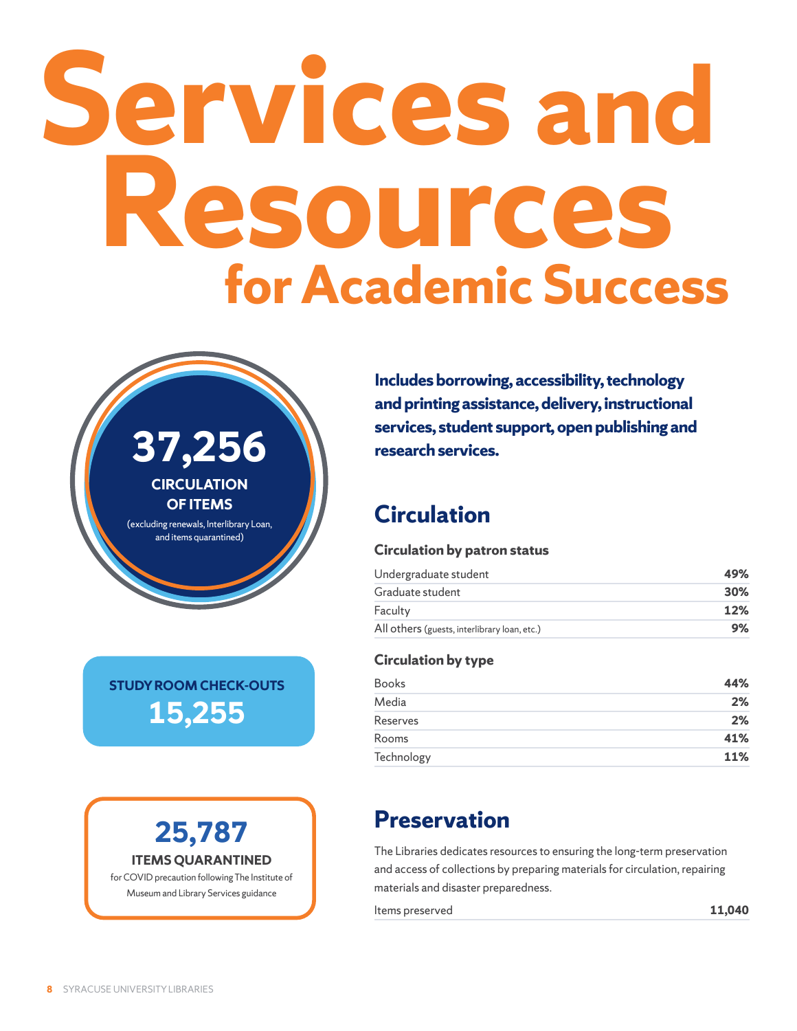# Services and Resources for Academic Success

**37,256**

**CIRCULATION OF ITEMS**

(excluding renewals, Interlibrary Loan, and items quarantined)

**STUDY ROOM CHECK-OUTS**

**15,255**

**25,787**

**ITEMS QUARANTINED**

for COVID precaution following The Institute of Museum and Library Services guidance

**Includes borrowing, accessibility, technology and printing assistance, delivery, instructional services, student support, open publishing and research services.**

## Circulation

### Circulation by patron status

| | |
|---|---|
| Undergraduate student | **49%** |
| Graduate student | **30%** |
| Faculty | **12%** |
| All others (guests, interlibrary loan, etc.) | **9%** |

### Circulation by type

| | |
|---|---|
| Books | **44%** |
| Media | **2%** |
| Reserves | **2%** |
| Rooms | **41%** |
| Technology | **11%** |

## Preservation

The Libraries dedicates resources to ensuring the long-term preservation and access of collections by preparing materials for circulation, repairing materials and disaster preparedness.

| | |
|---|---|
| Items preserved | **11,040** |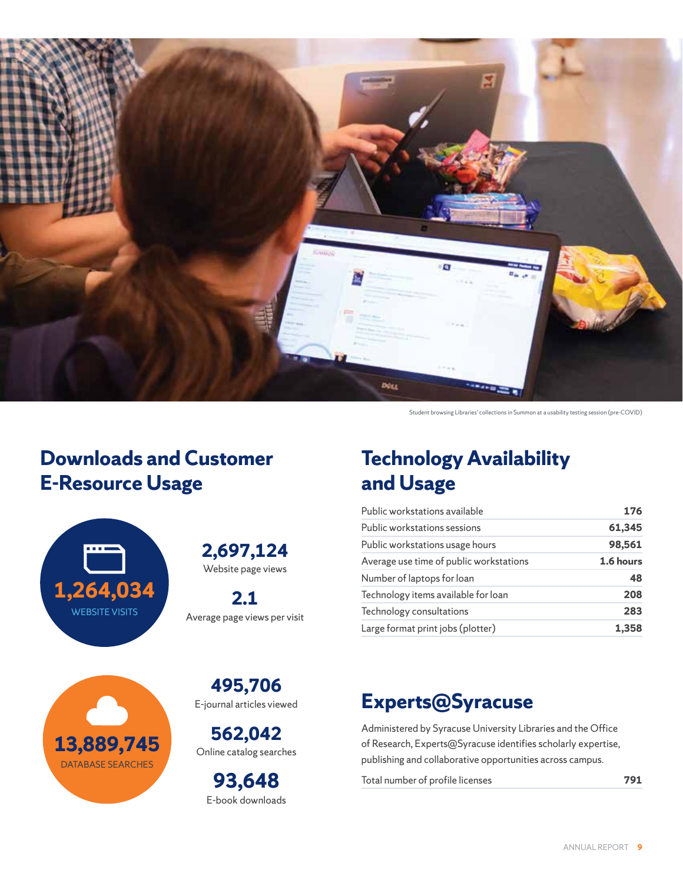Student browsing Libraries' collections in Summon at a usability testing session (pre-COVID)

## Downloads and Customer E-Resource Usage

**1,264,034**
WEBSITE VISITS

**2,697,124**
Website page views

**2.1**
Average page views per visit

**13,889,745**
DATABASE SEARCHES

**495,706**
E-journal articles viewed

**562,042**
Online catalog searches

**93,648**
E-book downloads

## Technology Availability and Usage

| | |
|---|---|
| Public workstations available | **176** |
| Public workstations sessions | **61,345** |
| Public workstations usage hours | **98,561** |
| Average use time of public workstations | **1.6 hours** |
| Number of laptops for loan | **48** |
| Technology items available for loan | **208** |
| Technology consultations | **283** |
| Large format print jobs (plotter) | **1,358** |

## Experts@Syracuse

Administered by Syracuse University Libraries and the Office of Research, Experts@Syracuse identifies scholarly expertise, publishing and collaborative opportunities across campus.

| | |
|---|---|
| Total number of profile licenses | **791** |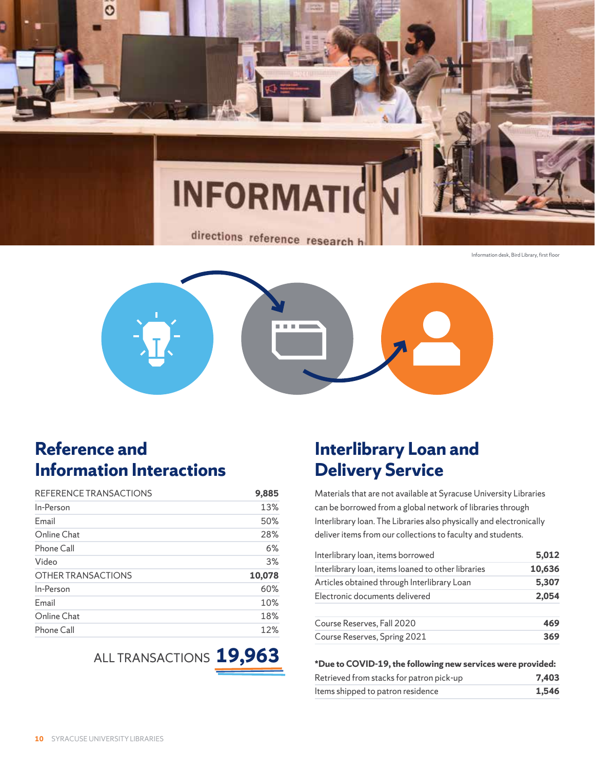Information desk, Bird Library, first floor

## Reference and Information Interactions

| REFERENCE TRANSACTIONS | **9,885** |
|---|---|
| In-Person | 13% |
| Email | 50% |
| Online Chat | 28% |
| Phone Call | 6% |
| Video | 3% |
| OTHER TRANSACTIONS | **10,078** |
| In-Person | 60% |
| Email | 10% |
| Online Chat | 18% |
| Phone Call | 12% |

ALL TRANSACTIONS **19,963**

## Interlibrary Loan and Delivery Service

Materials that are not available at Syracuse University Libraries can be borrowed from a global network of libraries through Interlibrary loan. The Libraries also physically and electronically deliver items from our collections to faculty and students.

| | |
|---|---|
| Interlibrary loan, items borrowed | **5,012** |
| Interlibrary loan, items loaned to other libraries | **10,636** |
| Articles obtained through Interlibrary Loan | **5,307** |
| Electronic documents delivered | **2,054** |

| | |
|---|---|
| Course Reserves, Fall 2020 | **469** |
| Course Reserves, Spring 2021 | **369** |

**\*Due to COVID-19, the following new services were provided:**

| | |
|---|---|
| Retrieved from stacks for patron pick-up | **7,403** |
| Items shipped to patron residence | **1,546** |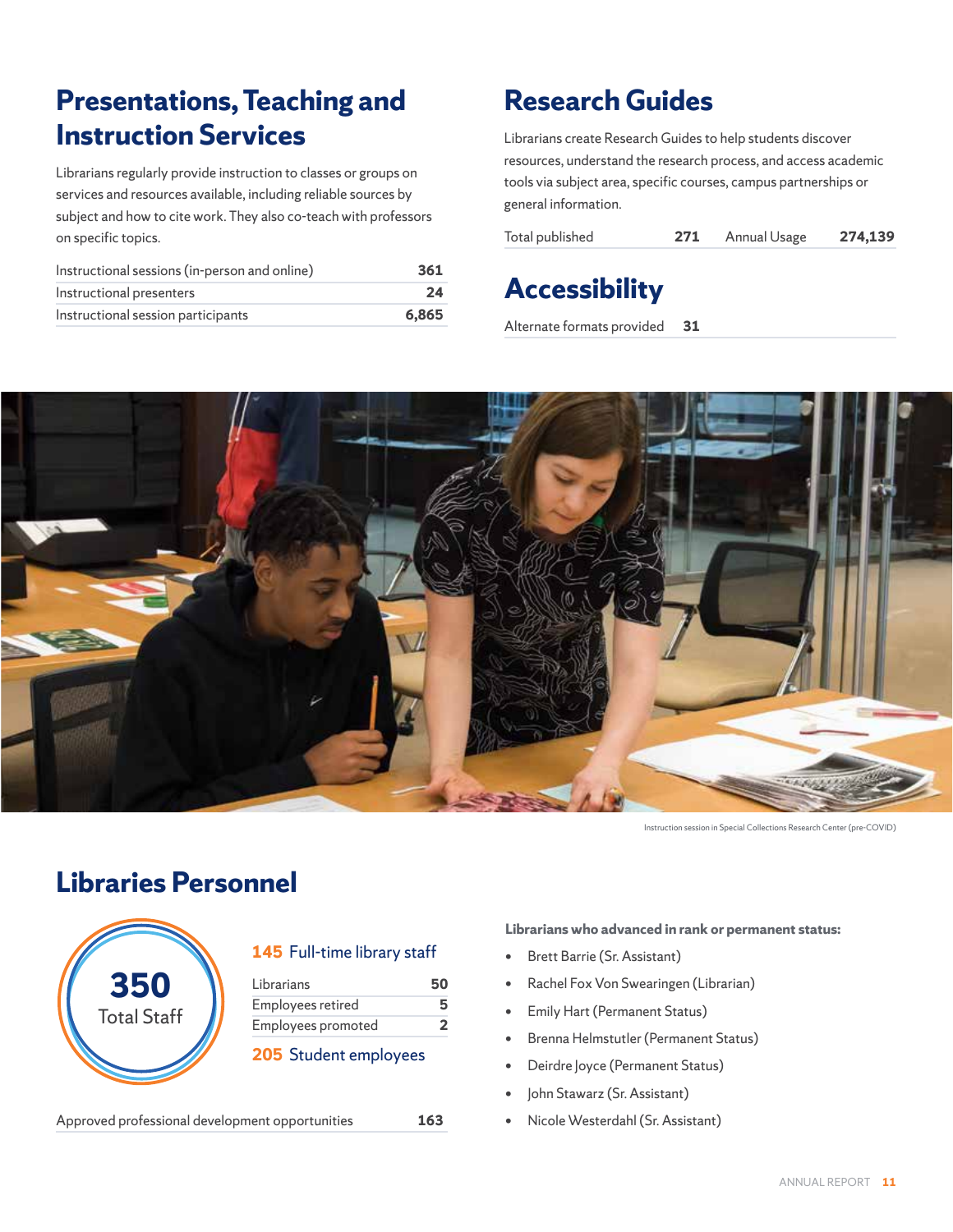## Presentations, Teaching and Instruction Services

Librarians regularly provide instruction to classes or groups on services and resources available, including reliable sources by subject and how to cite work. They also co-teach with professors on specific topics.

| | |
|---|---|
| Instructional sessions (in-person and online) | 361 |
| Instructional presenters | 24 |
| Instructional session participants | 6,865 |

## Research Guides

Librarians create Research Guides to help students discover resources, understand the research process, and access academic tools via subject area, specific courses, campus partnerships or general information.

| | | | |
|---|---|---|---|
| Total published | 271 | Annual Usage | 274,139 |

## Accessibility

| | |
|---|---|
| Alternate formats provided | 31 |

Instruction session in Special Collections Research Center (pre-COVID)

## Libraries Personnel

**350** Total Staff

**145** Full-time library staff

| | |
|---|---|
| Librarians | 50 |
| Employees retired | 5 |
| Employees promoted | 2 |

**205** Student employees

| | |
|---|---|
| Approved professional development opportunities | 163 |

**Librarians who advanced in rank or permanent status:**

- Brett Barrie (Sr. Assistant)
- Rachel Fox Von Swearingen (Librarian)
- Emily Hart (Permanent Status)
- Brenna Helmstutler (Permanent Status)
- Deirdre Joyce (Permanent Status)
- John Stawarz (Sr. Assistant)
- Nicole Westerdahl (Sr. Assistant)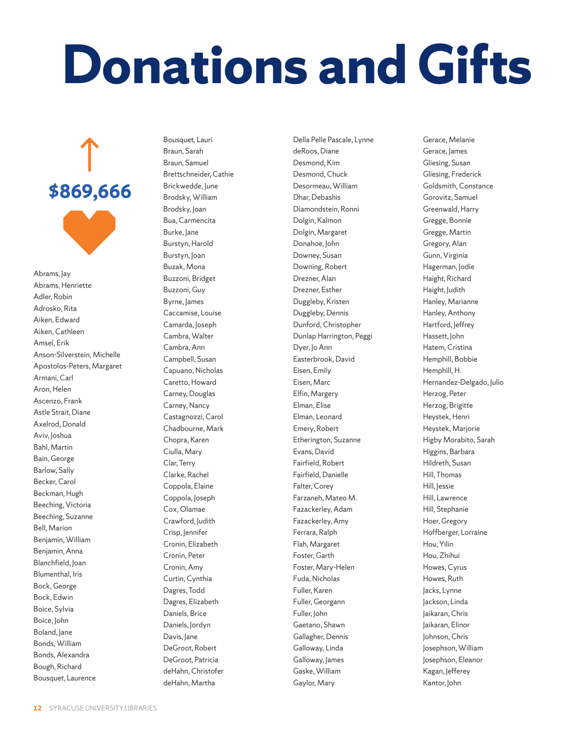# Donations and Gifts

↑

**$869,666**

Abrams, Jay
Abrams, Henriette
Adler, Robin
Adrosko, Rita
Aiken, Edward
Aiken, Cathleen
Amsel, Erik
Anson-Silverstein, Michelle
Apostolos-Peters, Margaret
Armani, Carl
Aron, Helen
Ascenzo, Frank
Astle Strait, Diane
Axelrod, Donald
Aviv, Joshua
Bahl, Martin
Bain, George
Barlow, Sally
Becker, Carol
Beckman, Hugh
Beeching, Victoria
Beeching, Suzanne
Bell, Marion
Benjamin, William
Benjamin, Anna
Blanchfield, Joan
Blumenthal, Iris
Bock, George
Bock, Edwin
Boice, Sylvia
Boice, John
Boland, Jane
Bonds, William
Bonds, Alexandra
Bough, Richard
Bousquet, Laurence
Bousquet, Lauri
Braun, Sarah
Braun, Samuel
Brettschneider, Cathie
Brickwedde, June
Brodsky, William
Brodsky, Joan
Bua, Carmencita
Burke, Jane
Burstyn, Harold
Burstyn, Joan
Buzak, Mona
Buzzoni, Bridget
Buzzoni, Guy
Byrne, James
Caccamise, Louise
Camarda, Joseph
Cambra, Walter
Cambra, Ann
Campbell, Susan
Capuano, Nicholas
Caretto, Howard
Carney, Douglas
Carney, Nancy
Castagnozzi, Carol
Chadbourne, Mark
Chopra, Karen
Ciulla, Mary
Clar, Terry
Clarke, Rachel
Coppola, Elaine
Coppola, Joseph
Cox, Olamae
Crawford, Judith
Crisp, Jennifer
Cronin, Elizabeth
Cronin, Peter
Cronin, Amy
Curtin, Cynthia
Dagres, Todd
Dagres, Elizabeth
Daniels, Brice
Daniels, Jordyn
Davis, Jane
DeGroot, Robert
DeGroot, Patricia
deHahn, Christofer
deHahn, Martha
Della Pelle Pascale, Lynne
deRoos, Diane
Desmond, Kim
Desmond, Chuck
Desormeau, William
Dhar, Debashis
Diamondstein, Ronni
Dolgin, Kalmon
Dolgin, Margaret
Donahoe, John
Downey, Susan
Downing, Robert
Drezner, Alan
Drezner, Esther
Duggleby, Kristen
Duggleby, Dennis
Dunford, Christopher
Dunlap Harrington, Peggi
Dyer, Jo Ann
Easterbrook, David
Eisen, Emily
Eisen, Marc
Elfin, Margery
Elman, Elise
Elman, Leonard
Emery, Robert
Etherington, Suzanne
Evans, David
Fairfield, Robert
Fairfield, Danielle
Falter, Corey
Farzaneh, Mateo M.
Fazackerley, Adam
Fazackerley, Amy
Ferrara, Ralph
Flah, Margaret
Foster, Garth
Foster, Mary-Helen
Fuda, Nicholas
Fuller, Karen
Fuller, Georgann
Fuller, John
Gaetano, Shawn
Gallagher, Dennis
Galloway, Linda
Galloway, James
Gaske, William
Gaylor, Mary
Gerace, Melanie
Gerace, James
Gliesing, Susan
Gliesing, Frederick
Goldsmith, Constance
Gorovitz, Samuel
Greenwald, Harry
Gregge, Bonnie
Gregge, Martin
Gregory, Alan
Gunn, Virginia
Hagerman, Jodie
Haight, Richard
Haight, Judith
Hanley, Marianne
Hanley, Anthony
Hartford, Jeffrey
Hassett, John
Hatem, Cristina
Hemphill, Bobbie
Hemphill, H.
Hernandez-Delgado, Julio
Herzog, Peter
Herzog, Brigitte
Heystek, Henri
Heystek, Marjorie
Higby Morabito, Sarah
Higgins, Barbara
Hildreth, Susan
Hill, Thomas
Hill, Jessie
Hill, Lawrence
Hill, Stephanie
Hoer, Gregory
Hoffberger, Lorraine
Hou, Yilin
Hou, Zhihui
Howes, Cyrus
Howes, Ruth
Jacks, Lynne
Jackson, Linda
Jaikaran, Chris
Jaikaran, Elinor
Johnson, Chris
Josephson, William
Josephson, Eleanor
Kagan, Jefferey
Kantor, John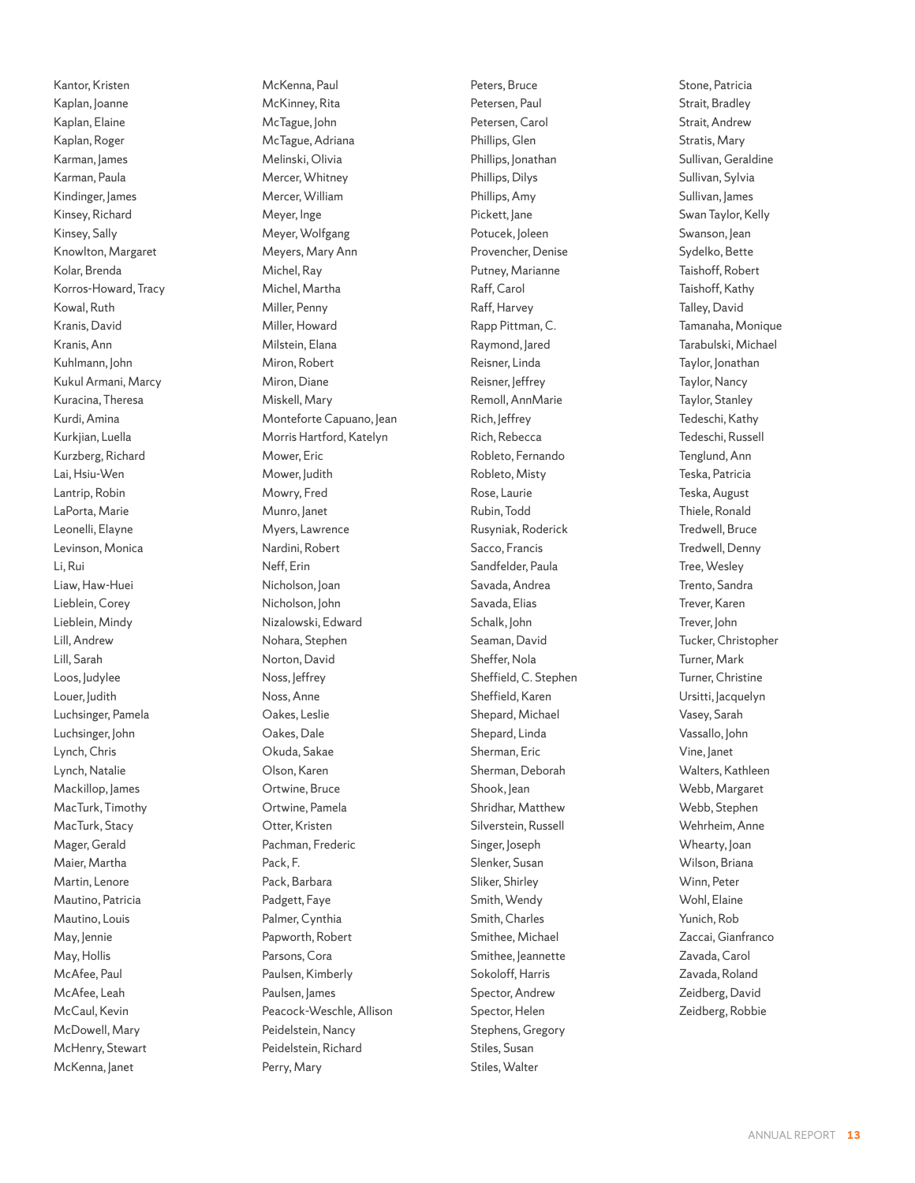Kantor, Kristen
Kaplan, Joanne
Kaplan, Elaine
Kaplan, Roger
Karman, James
Karman, Paula
Kindinger, James
Kinsey, Richard
Kinsey, Sally
Knowlton, Margaret
Kolar, Brenda
Korros-Howard, Tracy
Kowal, Ruth
Kranis, David
Kranis, Ann
Kuhlmann, John
Kukul Armani, Marcy
Kuracina, Theresa
Kurdi, Amina
Kurkjian, Luella
Kurzberg, Richard
Lai, Hsiu-Wen
Lantrip, Robin
LaPorta, Marie
Leonelli, Elayne
Levinson, Monica
Li, Rui
Liaw, Haw-Huei
Lieblein, Corey
Lieblein, Mindy
Lill, Andrew
Lill, Sarah
Loos, Judylee
Louer, Judith
Luchsinger, Pamela
Luchsinger, John
Lynch, Chris
Lynch, Natalie
Mackillop, James
MacTurk, Timothy
MacTurk, Stacy
Mager, Gerald
Maier, Martha
Martin, Lenore
Mautino, Patricia
Mautino, Louis
May, Jennie
May, Hollis
McAfee, Paul
McAfee, Leah
McCaul, Kevin
McDowell, Mary
McHenry, Stewart
McKenna, Janet
McKenna, Paul
McKinney, Rita
McTague, John
McTague, Adriana
Melinski, Olivia
Mercer, Whitney
Mercer, William
Meyer, Inge
Meyer, Wolfgang
Meyers, Mary Ann
Michel, Ray
Michel, Martha
Miller, Penny
Miller, Howard
Milstein, Elana
Miron, Robert
Miron, Diane
Miskell, Mary
Monteforte Capuano, Jean
Morris Hartford, Katelyn
Mower, Eric
Mower, Judith
Mowry, Fred
Munro, Janet
Myers, Lawrence
Nardini, Robert
Neff, Erin
Nicholson, Joan
Nicholson, John
Nizalowski, Edward
Nohara, Stephen
Norton, David
Noss, Jeffrey
Noss, Anne
Oakes, Leslie
Oakes, Dale
Okuda, Sakae
Olson, Karen
Ortwine, Bruce
Ortwine, Pamela
Otter, Kristen
Pachman, Frederic
Pack, F.
Pack, Barbara
Padgett, Faye
Palmer, Cynthia
Papworth, Robert
Parsons, Cora
Paulsen, Kimberly
Paulsen, James
Peacock-Weschle, Allison
Peidelstein, Nancy
Peidelstein, Richard
Perry, Mary
Peters, Bruce
Petersen, Paul
Petersen, Carol
Phillips, Glen
Phillips, Jonathan
Phillips, Dilys
Phillips, Amy
Pickett, Jane
Potucek, Joleen
Provencher, Denise
Putney, Marianne
Raff, Carol
Raff, Harvey
Rapp Pittman, C.
Raymond, Jared
Reisner, Linda
Reisner, Jeffrey
Remoll, AnnMarie
Rich, Jeffrey
Rich, Rebecca
Robleto, Fernando
Robleto, Misty
Rose, Laurie
Rubin, Todd
Rusyniak, Roderick
Sacco, Francis
Sandfelder, Paula
Savada, Andrea
Savada, Elias
Schalk, John
Seaman, David
Sheffer, Nola
Sheffield, C. Stephen
Sheffield, Karen
Shepard, Michael
Shepard, Linda
Sherman, Eric
Sherman, Deborah
Shook, Jean
Shridhar, Matthew
Silverstein, Russell
Singer, Joseph
Slenker, Susan
Sliker, Shirley
Smith, Wendy
Smith, Charles
Smithee, Michael
Smithee, Jeannette
Sokoloff, Harris
Spector, Andrew
Spector, Helen
Stephens, Gregory
Stiles, Susan
Stiles, Walter
Stone, Patricia
Strait, Bradley
Strait, Andrew
Stratis, Mary
Sullivan, Geraldine
Sullivan, Sylvia
Sullivan, James
Swan Taylor, Kelly
Swanson, Jean
Sydelko, Bette
Taishoff, Robert
Taishoff, Kathy
Talley, David
Tamanaha, Monique
Tarabulski, Michael
Taylor, Jonathan
Taylor, Nancy
Taylor, Stanley
Tedeschi, Kathy
Tedeschi, Russell
Tenglund, Ann
Teska, Patricia
Teska, August
Thiele, Ronald
Tredwell, Bruce
Tredwell, Denny
Tree, Wesley
Trento, Sandra
Trever, Karen
Trever, John
Tucker, Christopher
Turner, Mark
Turner, Christine
Ursitti, Jacquelyn
Vasey, Sarah
Vassallo, John
Vine, Janet
Walters, Kathleen
Webb, Margaret
Webb, Stephen
Wehrheim, Anne
Whearty, Joan
Wilson, Briana
Winn, Peter
Wohl, Elaine
Yunich, Rob
Zaccai, Gianfranco
Zavada, Carol
Zavada, Roland
Zeidberg, David
Zeidberg, Robbie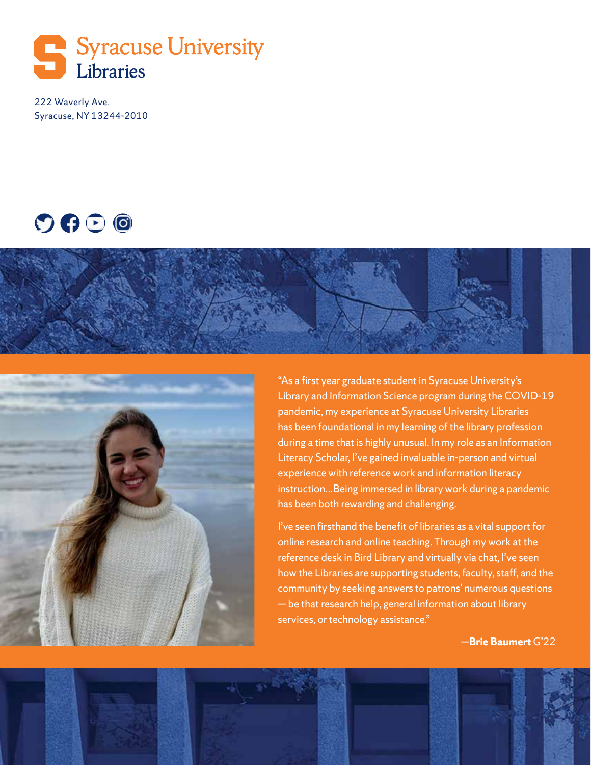Syracuse University Libraries

222 Waverly Ave.
Syracuse, NY 13244-2010

"As a first year graduate student in Syracuse University's Library and Information Science program during the COVID-19 pandemic, my experience at Syracuse University Libraries has been foundational in my learning of the library profession during a time that is highly unusual. In my role as an Information Literacy Scholar, I've gained invaluable in-person and virtual experience with reference work and information literacy instruction...Being immersed in library work during a pandemic has been both rewarding and challenging.

I've seen firsthand the benefit of libraries as a vital support for online research and online teaching. Through my work at the reference desk in Bird Library and virtually via chat, I've seen how the Libraries are supporting students, faculty, staff, and the community by seeking answers to patrons' numerous questions — be that research help, general information about library services, or technology assistance."

—**Brie Baumert** G'22